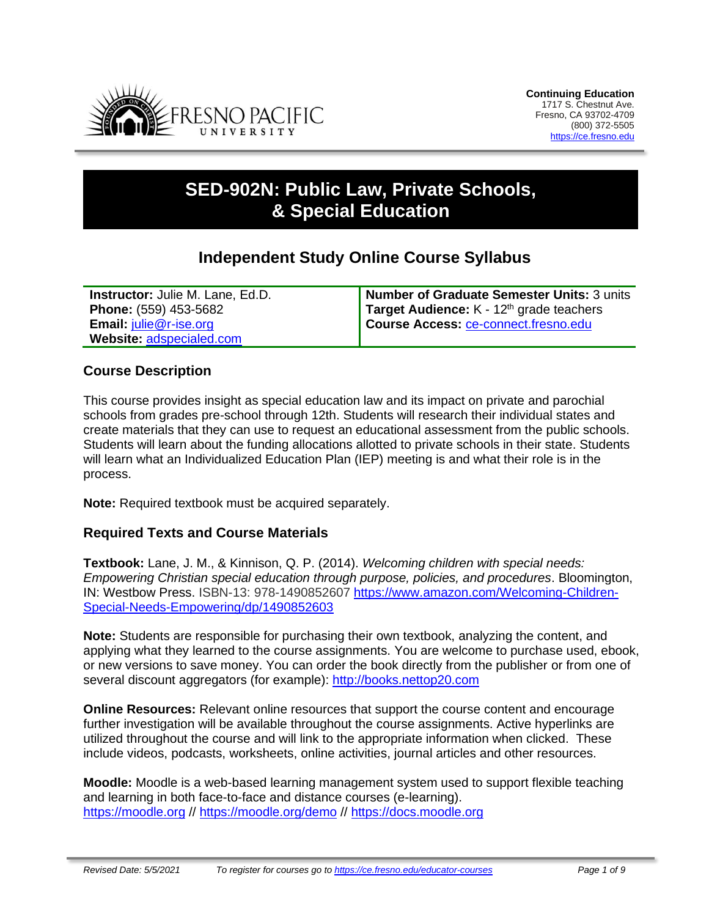**Continuing Education**
1717 S. Chestnut Ave.
Fresno, CA 93702-4709
(800) 372-5505
https://ce.fresno.edu

# SED-902N: Public Law, Private Schools, & Special Education

## Independent Study Online Course Syllabus

| | |
|---|---|
| **Instructor:** Julie M. Lane, Ed.D.<br>**Phone:** (559) 453-5682<br>**Email:** julie@r-ise.org<br>**Website:** adspecialed.com | **Number of Graduate Semester Units:** 3 units<br>**Target Audience:** K - 12th grade teachers<br>**Course Access:** ce-connect.fresno.edu |

### Course Description

This course provides insight as special education law and its impact on private and parochial schools from grades pre-school through 12th. Students will research their individual states and create materials that they can use to request an educational assessment from the public schools. Students will learn about the funding allocations allotted to private schools in their state. Students will learn what an Individualized Education Plan (IEP) meeting is and what their role is in the process.

**Note:** Required textbook must be acquired separately.

### Required Texts and Course Materials

**Textbook:** Lane, J. M., & Kinnison, Q. P. (2014). *Welcoming children with special needs: Empowering Christian special education through purpose, policies, and procedures*. Bloomington, IN: Westbow Press. ISBN-13: 978-1490852607 https://www.amazon.com/Welcoming-Children-Special-Needs-Empowering/dp/1490852603

**Note:** Students are responsible for purchasing their own textbook, analyzing the content, and applying what they learned to the course assignments. You are welcome to purchase used, ebook, or new versions to save money. You can order the book directly from the publisher or from one of several discount aggregators (for example): http://books.nettop20.com

**Online Resources:** Relevant online resources that support the course content and encourage further investigation will be available throughout the course assignments. Active hyperlinks are utilized throughout the course and will link to the appropriate information when clicked. These include videos, podcasts, worksheets, online activities, journal articles and other resources.

**Moodle:** Moodle is a web-based learning management system used to support flexible teaching and learning in both face-to-face and distance courses (e-learning). https://moodle.org // https://moodle.org/demo // https://docs.moodle.org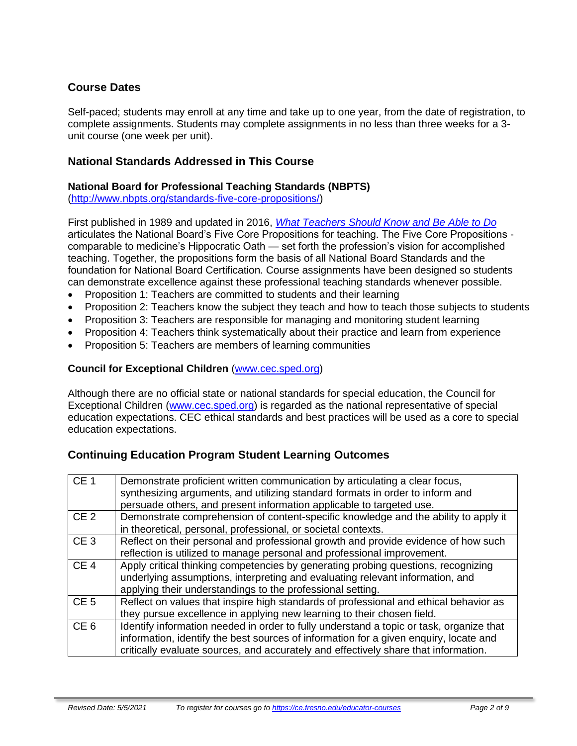## Course Dates

Self-paced; students may enroll at any time and take up to one year, from the date of registration, to complete assignments. Students may complete assignments in no less than three weeks for a 3-unit course (one week per unit).

## National Standards Addressed in This Course

### National Board for Professional Teaching Standards (NBPTS)

(http://www.nbpts.org/standards-five-core-propositions/)

First published in 1989 and updated in 2016, *What Teachers Should Know and Be Able to Do* articulates the National Board's Five Core Propositions for teaching. The Five Core Propositions - comparable to medicine's Hippocratic Oath — set forth the profession's vision for accomplished teaching. Together, the propositions form the basis of all National Board Standards and the foundation for National Board Certification. Course assignments have been designed so students can demonstrate excellence against these professional teaching standards whenever possible.

- Proposition 1: Teachers are committed to students and their learning
- Proposition 2: Teachers know the subject they teach and how to teach those subjects to students
- Proposition 3: Teachers are responsible for managing and monitoring student learning
- Proposition 4: Teachers think systematically about their practice and learn from experience
- Proposition 5: Teachers are members of learning communities

### Council for Exceptional Children (www.cec.sped.org)

Although there are no official state or national standards for special education, the Council for Exceptional Children (www.cec.sped.org) is regarded as the national representative of special education expectations. CEC ethical standards and best practices will be used as a core to special education expectations.

## Continuing Education Program Student Learning Outcomes

| | |
|---|---|
| CE 1 | Demonstrate proficient written communication by articulating a clear focus, synthesizing arguments, and utilizing standard formats in order to inform and persuade others, and present information applicable to targeted use. |
| CE 2 | Demonstrate comprehension of content-specific knowledge and the ability to apply it in theoretical, personal, professional, or societal contexts. |
| CE 3 | Reflect on their personal and professional growth and provide evidence of how such reflection is utilized to manage personal and professional improvement. |
| CE 4 | Apply critical thinking competencies by generating probing questions, recognizing underlying assumptions, interpreting and evaluating relevant information, and applying their understandings to the professional setting. |
| CE 5 | Reflect on values that inspire high standards of professional and ethical behavior as they pursue excellence in applying new learning to their chosen field. |
| CE 6 | Identify information needed in order to fully understand a topic or task, organize that information, identify the best sources of information for a given enquiry, locate and critically evaluate sources, and accurately and effectively share that information. |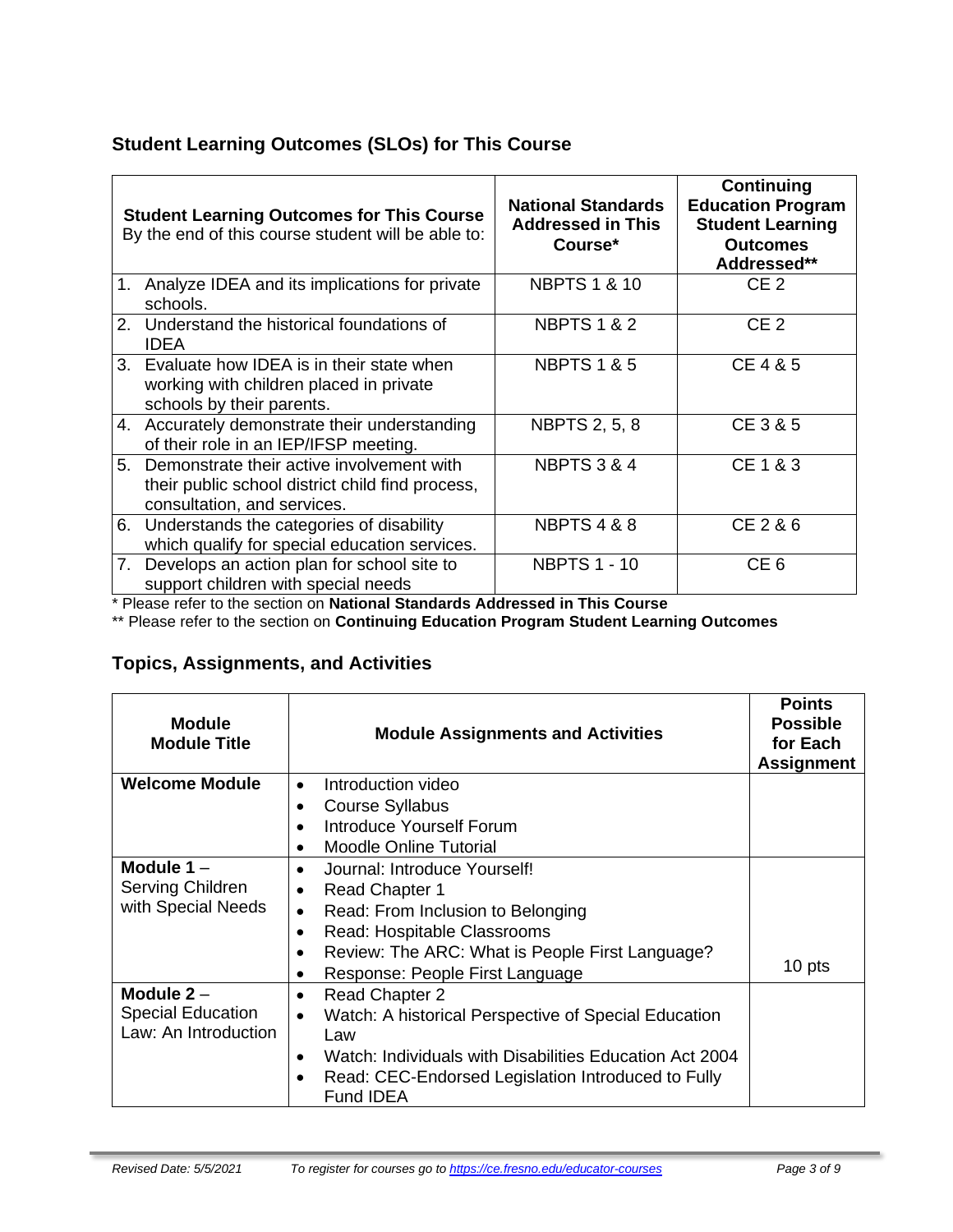## Student Learning Outcomes (SLOs) for This Course

| **Student Learning Outcomes for This Course** By the end of this course student will be able to: | **National Standards Addressed in This Course*** | **Continuing Education Program Student Learning Outcomes Addressed**** |
|---|---|---|
| 1. Analyze IDEA and its implications for private schools. | NBPTS 1 & 10 | CE 2 |
| 2. Understand the historical foundations of IDEA | NBPTS 1 & 2 | CE 2 |
| 3. Evaluate how IDEA is in their state when working with children placed in private schools by their parents. | NBPTS 1 & 5 | CE 4 & 5 |
| 4. Accurately demonstrate their understanding of their role in an IEP/IFSP meeting. | NBPTS 2, 5, 8 | CE 3 & 5 |
| 5. Demonstrate their active involvement with their public school district child find process, consultation, and services. | NBPTS 3 & 4 | CE 1 & 3 |
| 6. Understands the categories of disability which qualify for special education services. | NBPTS 4 & 8 | CE 2 & 6 |
| 7. Develops an action plan for school site to support children with special needs | NBPTS 1 - 10 | CE 6 |

\* Please refer to the section on **National Standards Addressed in This Course**

\*\* Please refer to the section on **Continuing Education Program Student Learning Outcomes**

## Topics, Assignments, and Activities

| **Module Module Title** | **Module Assignments and Activities** | **Points Possible for Each Assignment** |
|---|---|---|
| **Welcome Module** | • Introduction video<br>• Course Syllabus<br>• Introduce Yourself Forum<br>• Moodle Online Tutorial | |
| **Module 1** – Serving Children with Special Needs | • Journal: Introduce Yourself!<br>• Read Chapter 1<br>• Read: From Inclusion to Belonging<br>• Read: Hospitable Classrooms<br>• Review: The ARC: What is People First Language?<br>• Response: People First Language | 10 pts |
| **Module 2** – Special Education Law: An Introduction | • Read Chapter 2<br>• Watch: A historical Perspective of Special Education Law<br>• Watch: Individuals with Disabilities Education Act 2004<br>• Read: CEC-Endorsed Legislation Introduced to Fully Fund IDEA | |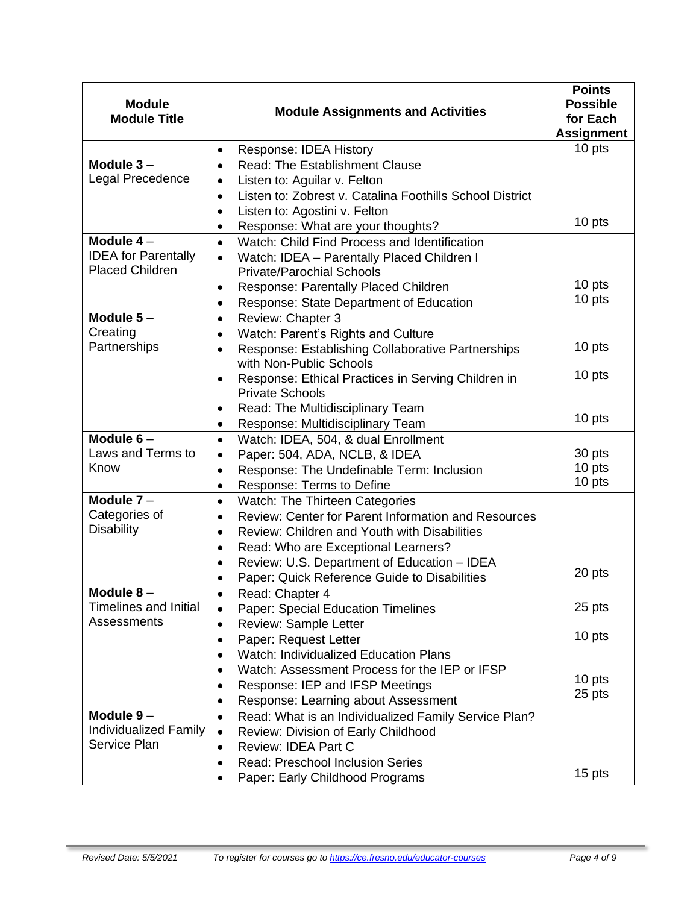| Module<br>Module Title | Module Assignments and Activities | Points Possible for Each Assignment |
|---|---|---|
| | • Response: IDEA History | 10 pts |
| **Module 3** –<br>Legal Precedence | • Read: The Establishment Clause<br>• Listen to: Aguilar v. Felton<br>• Listen to: Zobrest v. Catalina Foothills School District<br>• Listen to: Agostini v. Felton<br>• Response: What are your thoughts? | 10 pts |
| **Module 4** –<br>IDEA for Parentally Placed Children | • Watch: Child Find Process and Identification<br>• Watch: IDEA – Parentally Placed Children I Private/Parochial Schools<br>• Response: Parentally Placed Children<br>• Response: State Department of Education | 10 pts<br>10 pts |
| **Module 5** –<br>Creating Partnerships | • Review: Chapter 3<br>• Watch: Parent's Rights and Culture<br>• Response: Establishing Collaborative Partnerships with Non-Public Schools<br>• Response: Ethical Practices in Serving Children in Private Schools<br>• Read: The Multidisciplinary Team<br>• Response: Multidisciplinary Team | 10 pts<br>10 pts<br>10 pts |
| **Module 6** –<br>Laws and Terms to Know | • Watch: IDEA, 504, & dual Enrollment<br>• Paper: 504, ADA, NCLB, & IDEA<br>• Response: The Undefinable Term: Inclusion<br>• Response: Terms to Define | 30 pts<br>10 pts<br>10 pts |
| **Module 7** –<br>Categories of Disability | • Watch: The Thirteen Categories<br>• Review: Center for Parent Information and Resources<br>• Review: Children and Youth with Disabilities<br>• Read: Who are Exceptional Learners?<br>• Review: U.S. Department of Education – IDEA<br>• Paper: Quick Reference Guide to Disabilities | 20 pts |
| **Module 8** –<br>Timelines and Initial Assessments | • Read: Chapter 4<br>• Paper: Special Education Timelines<br>• Review: Sample Letter<br>• Paper: Request Letter<br>• Watch: Individualized Education Plans<br>• Watch: Assessment Process for the IEP or IFSP<br>• Response: IEP and IFSP Meetings<br>• Response: Learning about Assessment | 25 pts<br>10 pts<br>10 pts<br>25 pts |
| **Module 9** –<br>Individualized Family Service Plan | • Read: What is an Individualized Family Service Plan?<br>• Review: Division of Early Childhood<br>• Review: IDEA Part C<br>• Read: Preschool Inclusion Series<br>• Paper: Early Childhood Programs | 15 pts |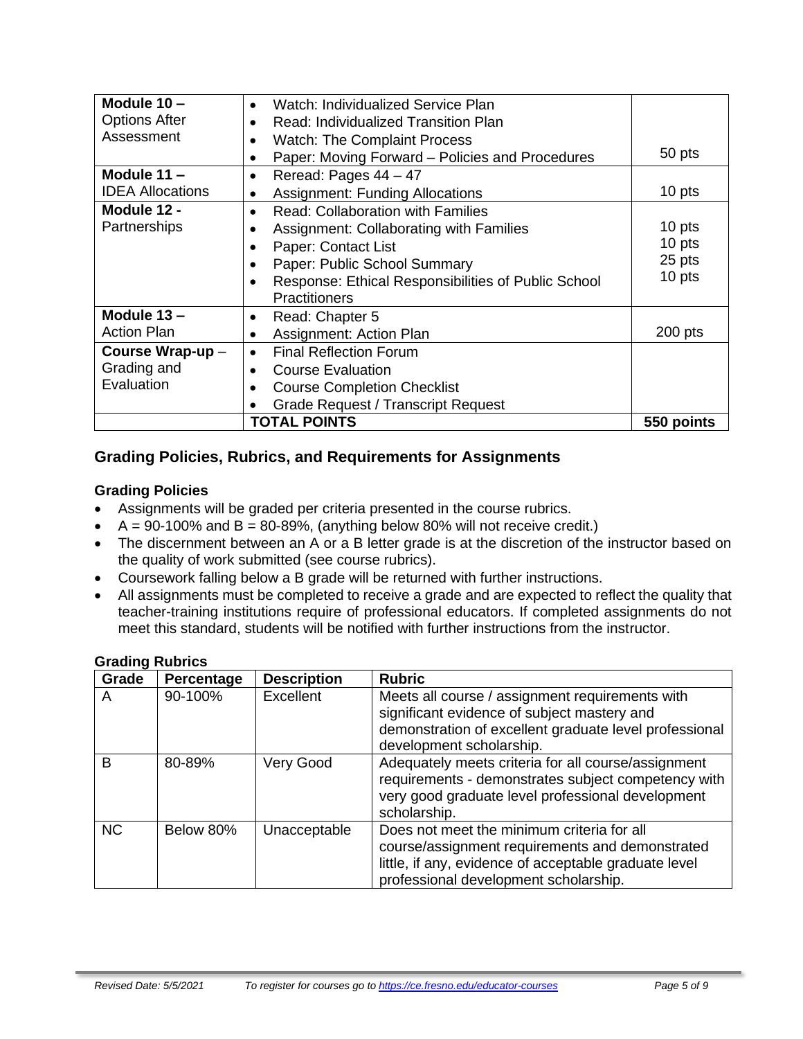| | | |
|---|---|---|
| **Module 10 –** Options After Assessment | • Watch: Individualized Service Plan<br>• Read: Individualized Transition Plan<br>• Watch: The Complaint Process<br>• Paper: Moving Forward – Policies and Procedures | 50 pts |
| **Module 11 –** IDEA Allocations | • Reread: Pages 44 – 47<br>• Assignment: Funding Allocations | 10 pts |
| **Module 12 -** Partnerships | • Read: Collaboration with Families<br>• Assignment: Collaborating with Families<br>• Paper: Contact List<br>• Paper: Public School Summary<br>• Response: Ethical Responsibilities of Public School Practitioners | 10 pts<br>10 pts<br>25 pts<br>10 pts |
| **Module 13 –** Action Plan | • Read: Chapter 5<br>• Assignment: Action Plan | 200 pts |
| **Course Wrap-up** – Grading and Evaluation | • Final Reflection Forum<br>• Course Evaluation<br>• Course Completion Checklist<br>• Grade Request / Transcript Request | |
| | **TOTAL POINTS** | **550 points** |

## Grading Policies, Rubrics, and Requirements for Assignments

### Grading Policies

- Assignments will be graded per criteria presented in the course rubrics.
- A = 90-100% and B = 80-89%, (anything below 80% will not receive credit.)
- The discernment between an A or a B letter grade is at the discretion of the instructor based on the quality of work submitted (see course rubrics).
- Coursework falling below a B grade will be returned with further instructions.
- All assignments must be completed to receive a grade and are expected to reflect the quality that teacher-training institutions require of professional educators. If completed assignments do not meet this standard, students will be notified with further instructions from the instructor.

### Grading Rubrics

| Grade | Percentage | Description | Rubric |
|---|---|---|---|
| A | 90-100% | Excellent | Meets all course / assignment requirements with significant evidence of subject mastery and demonstration of excellent graduate level professional development scholarship. |
| B | 80-89% | Very Good | Adequately meets criteria for all course/assignment requirements - demonstrates subject competency with very good graduate level professional development scholarship. |
| NC | Below 80% | Unacceptable | Does not meet the minimum criteria for all course/assignment requirements and demonstrated little, if any, evidence of acceptable graduate level professional development scholarship. |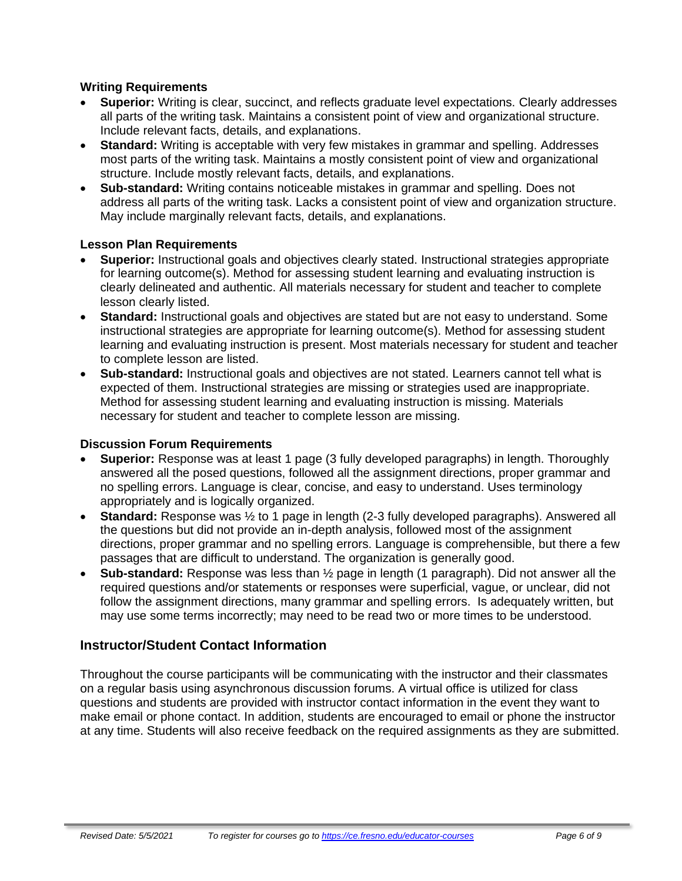### Writing Requirements

- **Superior:** Writing is clear, succinct, and reflects graduate level expectations. Clearly addresses all parts of the writing task. Maintains a consistent point of view and organizational structure. Include relevant facts, details, and explanations.
- **Standard:** Writing is acceptable with very few mistakes in grammar and spelling. Addresses most parts of the writing task. Maintains a mostly consistent point of view and organizational structure. Include mostly relevant facts, details, and explanations.
- **Sub-standard:** Writing contains noticeable mistakes in grammar and spelling. Does not address all parts of the writing task. Lacks a consistent point of view and organization structure. May include marginally relevant facts, details, and explanations.

### Lesson Plan Requirements

- **Superior:** Instructional goals and objectives clearly stated. Instructional strategies appropriate for learning outcome(s). Method for assessing student learning and evaluating instruction is clearly delineated and authentic. All materials necessary for student and teacher to complete lesson clearly listed.
- **Standard:** Instructional goals and objectives are stated but are not easy to understand. Some instructional strategies are appropriate for learning outcome(s). Method for assessing student learning and evaluating instruction is present. Most materials necessary for student and teacher to complete lesson are listed.
- **Sub-standard:** Instructional goals and objectives are not stated. Learners cannot tell what is expected of them. Instructional strategies are missing or strategies used are inappropriate. Method for assessing student learning and evaluating instruction is missing. Materials necessary for student and teacher to complete lesson are missing.

### Discussion Forum Requirements

- **Superior:** Response was at least 1 page (3 fully developed paragraphs) in length. Thoroughly answered all the posed questions, followed all the assignment directions, proper grammar and no spelling errors. Language is clear, concise, and easy to understand. Uses terminology appropriately and is logically organized.
- **Standard:** Response was ½ to 1 page in length (2-3 fully developed paragraphs). Answered all the questions but did not provide an in-depth analysis, followed most of the assignment directions, proper grammar and no spelling errors. Language is comprehensible, but there a few passages that are difficult to understand. The organization is generally good.
- **Sub-standard:** Response was less than ½ page in length (1 paragraph). Did not answer all the required questions and/or statements or responses were superficial, vague, or unclear, did not follow the assignment directions, many grammar and spelling errors. Is adequately written, but may use some terms incorrectly; may need to be read two or more times to be understood.

## Instructor/Student Contact Information

Throughout the course participants will be communicating with the instructor and their classmates on a regular basis using asynchronous discussion forums. A virtual office is utilized for class questions and students are provided with instructor contact information in the event they want to make email or phone contact. In addition, students are encouraged to email or phone the instructor at any time. Students will also receive feedback on the required assignments as they are submitted.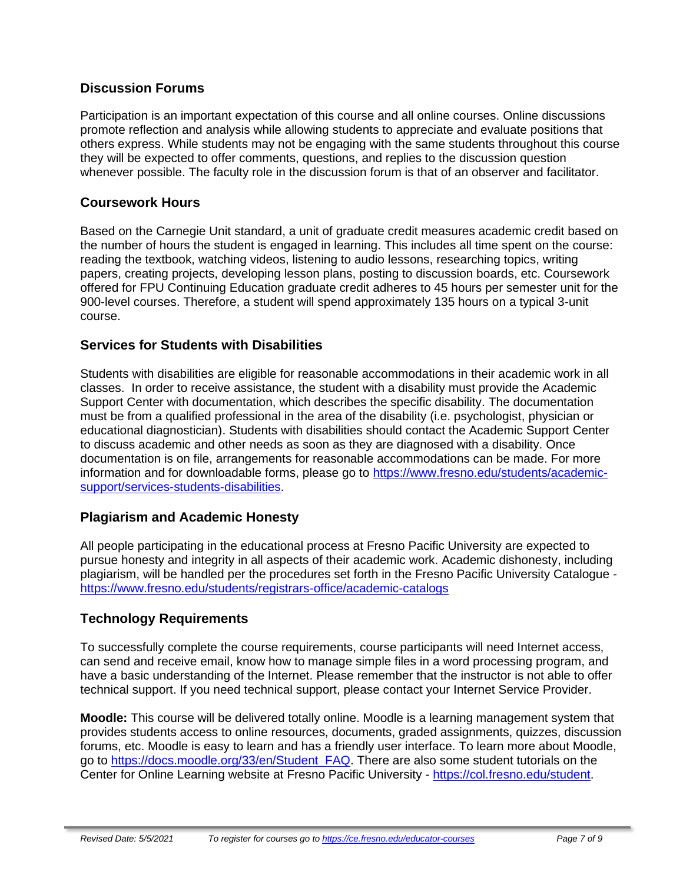## Discussion Forums

Participation is an important expectation of this course and all online courses. Online discussions promote reflection and analysis while allowing students to appreciate and evaluate positions that others express. While students may not be engaging with the same students throughout this course they will be expected to offer comments, questions, and replies to the discussion question whenever possible. The faculty role in the discussion forum is that of an observer and facilitator.

## Coursework Hours

Based on the Carnegie Unit standard, a unit of graduate credit measures academic credit based on the number of hours the student is engaged in learning. This includes all time spent on the course: reading the textbook, watching videos, listening to audio lessons, researching topics, writing papers, creating projects, developing lesson plans, posting to discussion boards, etc. Coursework offered for FPU Continuing Education graduate credit adheres to 45 hours per semester unit for the 900-level courses. Therefore, a student will spend approximately 135 hours on a typical 3-unit course.

## Services for Students with Disabilities

Students with disabilities are eligible for reasonable accommodations in their academic work in all classes. In order to receive assistance, the student with a disability must provide the Academic Support Center with documentation, which describes the specific disability. The documentation must be from a qualified professional in the area of the disability (i.e. psychologist, physician or educational diagnostician). Students with disabilities should contact the Academic Support Center to discuss academic and other needs as soon as they are diagnosed with a disability. Once documentation is on file, arrangements for reasonable accommodations can be made. For more information and for downloadable forms, please go to [https://www.fresno.edu/students/academic-support/services-students-disabilities](https://www.fresno.edu/students/academic-support/services-students-disabilities).

## Plagiarism and Academic Honesty

All people participating in the educational process at Fresno Pacific University are expected to pursue honesty and integrity in all aspects of their academic work. Academic dishonesty, including plagiarism, will be handled per the procedures set forth in the Fresno Pacific University Catalogue - [https://www.fresno.edu/students/registrars-office/academic-catalogs](https://www.fresno.edu/students/registrars-office/academic-catalogs)

## Technology Requirements

To successfully complete the course requirements, course participants will need Internet access, can send and receive email, know how to manage simple files in a word processing program, and have a basic understanding of the Internet. Please remember that the instructor is not able to offer technical support. If you need technical support, please contact your Internet Service Provider.

**Moodle:** This course will be delivered totally online. Moodle is a learning management system that provides students access to online resources, documents, graded assignments, quizzes, discussion forums, etc. Moodle is easy to learn and has a friendly user interface. To learn more about Moodle, go to [https://docs.moodle.org/33/en/Student_FAQ](https://docs.moodle.org/33/en/Student_FAQ). There are also some student tutorials on the Center for Online Learning website at Fresno Pacific University - [https://col.fresno.edu/student](https://col.fresno.edu/student).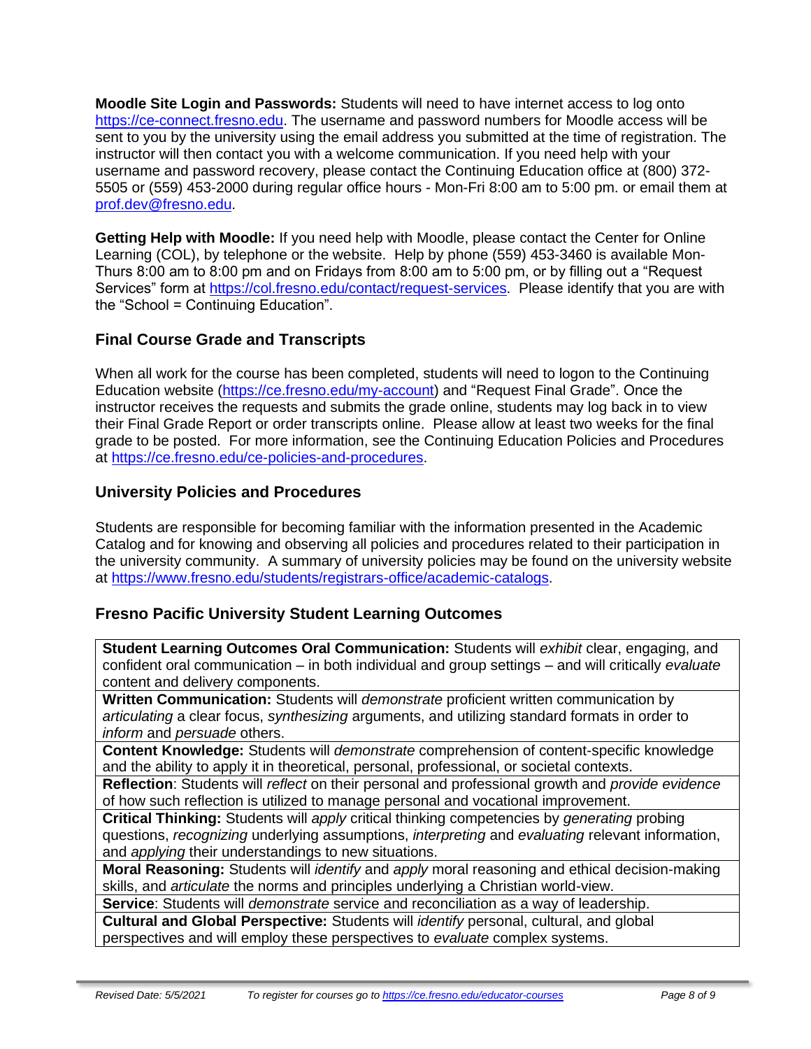**Moodle Site Login and Passwords:** Students will need to have internet access to log onto https://ce-connect.fresno.edu. The username and password numbers for Moodle access will be sent to you by the university using the email address you submitted at the time of registration. The instructor will then contact you with a welcome communication. If you need help with your username and password recovery, please contact the Continuing Education office at (800) 372-5505 or (559) 453-2000 during regular office hours - Mon-Fri 8:00 am to 5:00 pm. or email them at prof.dev@fresno.edu.

**Getting Help with Moodle:** If you need help with Moodle, please contact the Center for Online Learning (COL), by telephone or the website. Help by phone (559) 453-3460 is available Mon-Thurs 8:00 am to 8:00 pm and on Fridays from 8:00 am to 5:00 pm, or by filling out a "Request Services" form at https://col.fresno.edu/contact/request-services. Please identify that you are with the "School = Continuing Education".

## Final Course Grade and Transcripts

When all work for the course has been completed, students will need to logon to the Continuing Education website (https://ce.fresno.edu/my-account) and "Request Final Grade". Once the instructor receives the requests and submits the grade online, students may log back in to view their Final Grade Report or order transcripts online. Please allow at least two weeks for the final grade to be posted. For more information, see the Continuing Education Policies and Procedures at https://ce.fresno.edu/ce-policies-and-procedures.

## University Policies and Procedures

Students are responsible for becoming familiar with the information presented in the Academic Catalog and for knowing and observing all policies and procedures related to their participation in the university community. A summary of university policies may be found on the university website at https://www.fresno.edu/students/registrars-office/academic-catalogs.

## Fresno Pacific University Student Learning Outcomes

| **Student Learning Outcomes Oral Communication:** Students will *exhibit* clear, engaging, and confident oral communication – in both individual and group settings – and will critically *evaluate* content and delivery components. |
|---|
| **Written Communication:** Students will *demonstrate* proficient written communication by *articulating* a clear focus, *synthesizing* arguments, and utilizing standard formats in order to *inform* and *persuade* others. |
| **Content Knowledge:** Students will *demonstrate* comprehension of content-specific knowledge and the ability to apply it in theoretical, personal, professional, or societal contexts. |
| **Reflection**: Students will *reflect* on their personal and professional growth and *provide evidence* of how such reflection is utilized to manage personal and vocational improvement. |
| **Critical Thinking:** Students will *apply* critical thinking competencies by *generating* probing questions, *recognizing* underlying assumptions, *interpreting* and *evaluating* relevant information, and *applying* their understandings to new situations. |
| **Moral Reasoning:** Students will *identify* and *apply* moral reasoning and ethical decision-making skills, and *articulate* the norms and principles underlying a Christian world-view. |
| **Service**: Students will *demonstrate* service and reconciliation as a way of leadership. |
| **Cultural and Global Perspective:** Students will *identify* personal, cultural, and global perspectives and will employ these perspectives to *evaluate* complex systems. |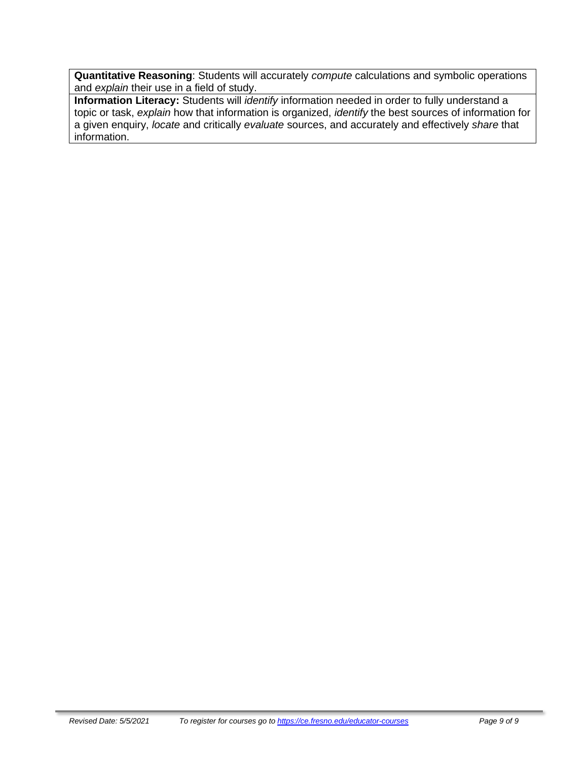| | |
|---|---|
| **Quantitative Reasoning**: Students will accurately *compute* calculations and symbolic operations and *explain* their use in a field of study. |
| **Information Literacy:** Students will *identify* information needed in order to fully understand a topic or task, *explain* how that information is organized, *identify* the best sources of information for a given enquiry, *locate* and critically *evaluate* sources, and accurately and effectively *share* that information. |